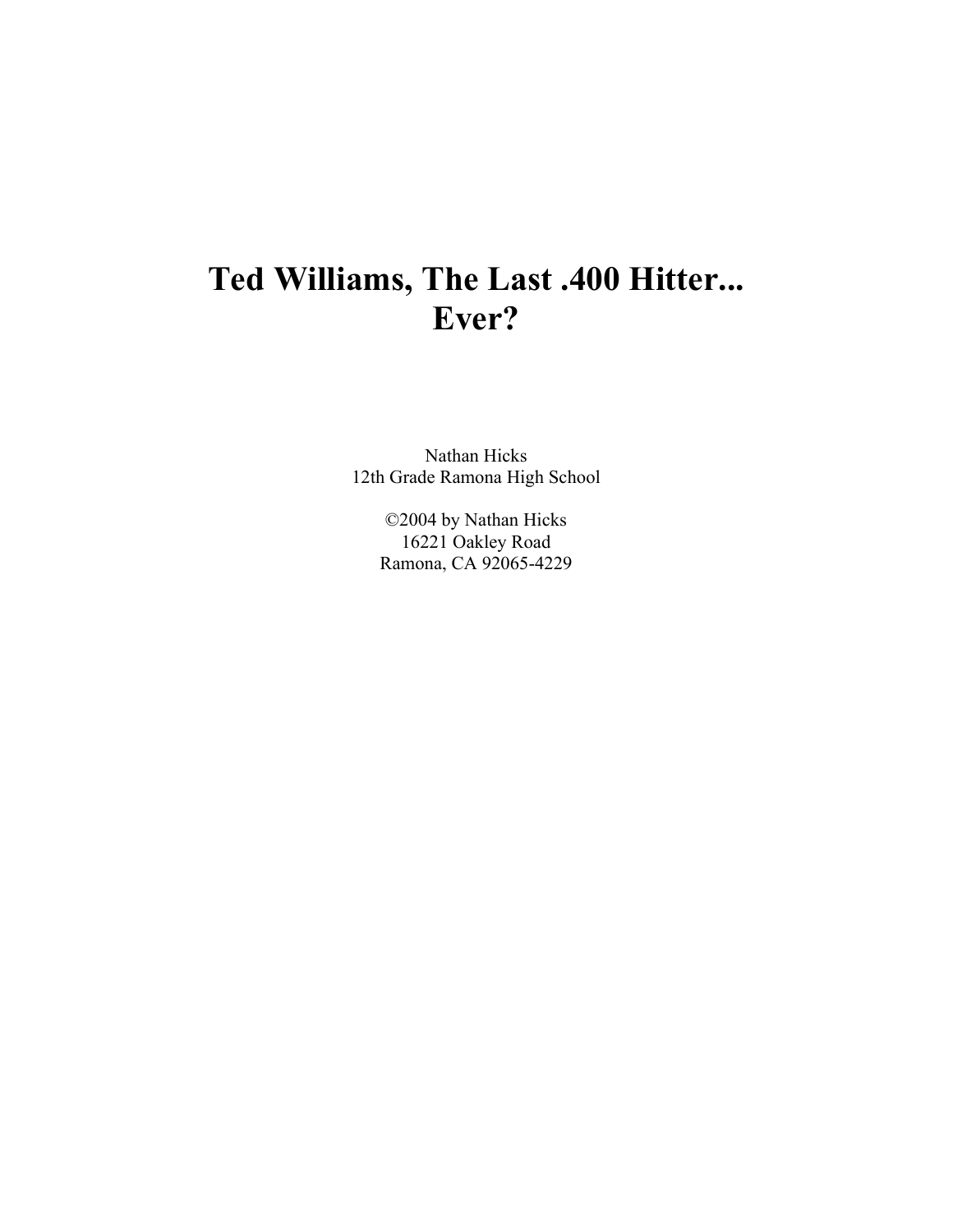# Ted Williams, The Last .400 Hitter... Ever?

Nathan Hicks
12th Grade Ramona High School

©2004 by Nathan Hicks
16221 Oakley Road
Ramona, CA 92065-4229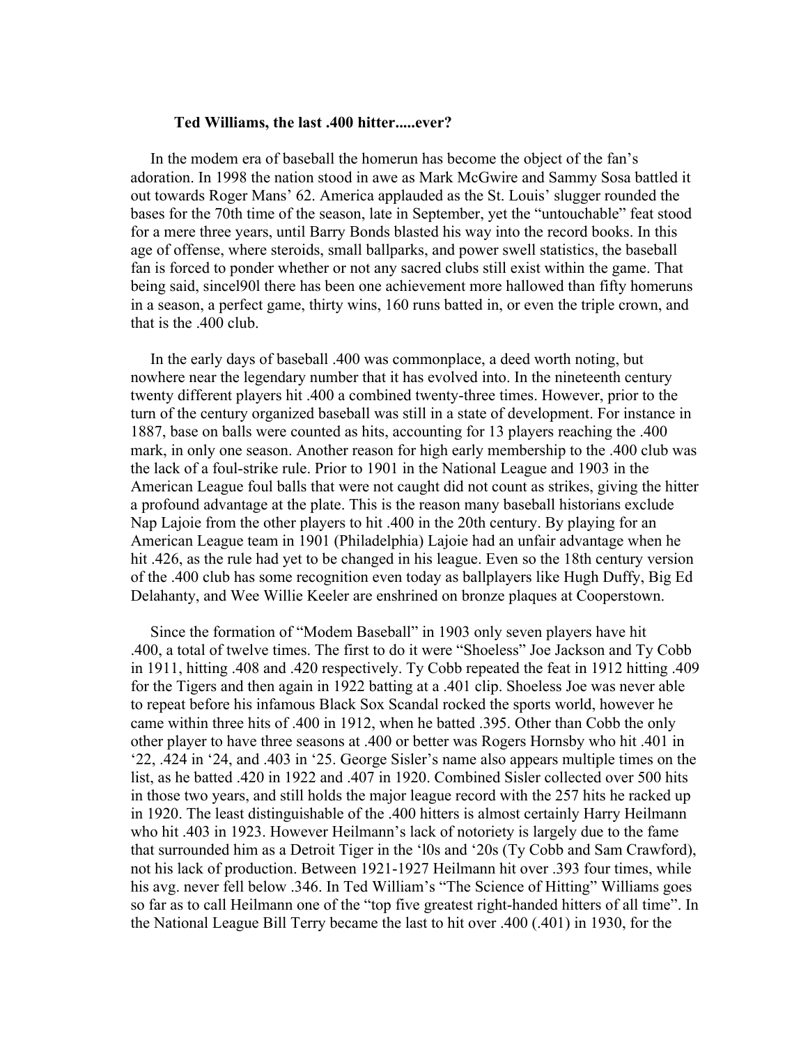**Ted Williams, the last .400 hitter.....ever?**

In the modem era of baseball the homerun has become the object of the fan's adoration. In 1998 the nation stood in awe as Mark McGwire and Sammy Sosa battled it out towards Roger Mans' 62. America applauded as the St. Louis' slugger rounded the bases for the 70th time of the season, late in September, yet the "untouchable" feat stood for a mere three years, until Barry Bonds blasted his way into the record books. In this age of offense, where steroids, small ballparks, and power swell statistics, the baseball fan is forced to ponder whether or not any sacred clubs still exist within the game. That being said, sincel90l there has been one achievement more hallowed than fifty homeruns in a season, a perfect game, thirty wins, 160 runs batted in, or even the triple crown, and that is the .400 club.

In the early days of baseball .400 was commonplace, a deed worth noting, but nowhere near the legendary number that it has evolved into. In the nineteenth century twenty different players hit .400 a combined twenty-three times. However, prior to the turn of the century organized baseball was still in a state of development. For instance in 1887, base on balls were counted as hits, accounting for 13 players reaching the .400 mark, in only one season. Another reason for high early membership to the .400 club was the lack of a foul-strike rule. Prior to 1901 in the National League and 1903 in the American League foul balls that were not caught did not count as strikes, giving the hitter a profound advantage at the plate. This is the reason many baseball historians exclude Nap Lajoie from the other players to hit .400 in the 20th century. By playing for an American League team in 1901 (Philadelphia) Lajoie had an unfair advantage when he hit .426, as the rule had yet to be changed in his league. Even so the 18th century version of the .400 club has some recognition even today as ballplayers like Hugh Duffy, Big Ed Delahanty, and Wee Willie Keeler are enshrined on bronze plaques at Cooperstown.

Since the formation of "Modem Baseball" in 1903 only seven players have hit .400, a total of twelve times. The first to do it were "Shoeless" Joe Jackson and Ty Cobb in 1911, hitting .408 and .420 respectively. Ty Cobb repeated the feat in 1912 hitting .409 for the Tigers and then again in 1922 batting at a .401 clip. Shoeless Joe was never able to repeat before his infamous Black Sox Scandal rocked the sports world, however he came within three hits of .400 in 1912, when he batted .395. Other than Cobb the only other player to have three seasons at .400 or better was Rogers Hornsby who hit .401 in '22, .424 in '24, and .403 in '25. George Sisler's name also appears multiple times on the list, as he batted .420 in 1922 and .407 in 1920. Combined Sisler collected over 500 hits in those two years, and still holds the major league record with the 257 hits he racked up in 1920. The least distinguishable of the .400 hitters is almost certainly Harry Heilmann who hit .403 in 1923. However Heilmann's lack of notoriety is largely due to the fame that surrounded him as a Detroit Tiger in the 'l0s and '20s (Ty Cobb and Sam Crawford), not his lack of production. Between 1921-1927 Heilmann hit over .393 four times, while his avg. never fell below .346. In Ted William's "The Science of Hitting" Williams goes so far as to call Heilmann one of the "top five greatest right-handed hitters of all time". In the National League Bill Terry became the last to hit over .400 (.401) in 1930, for the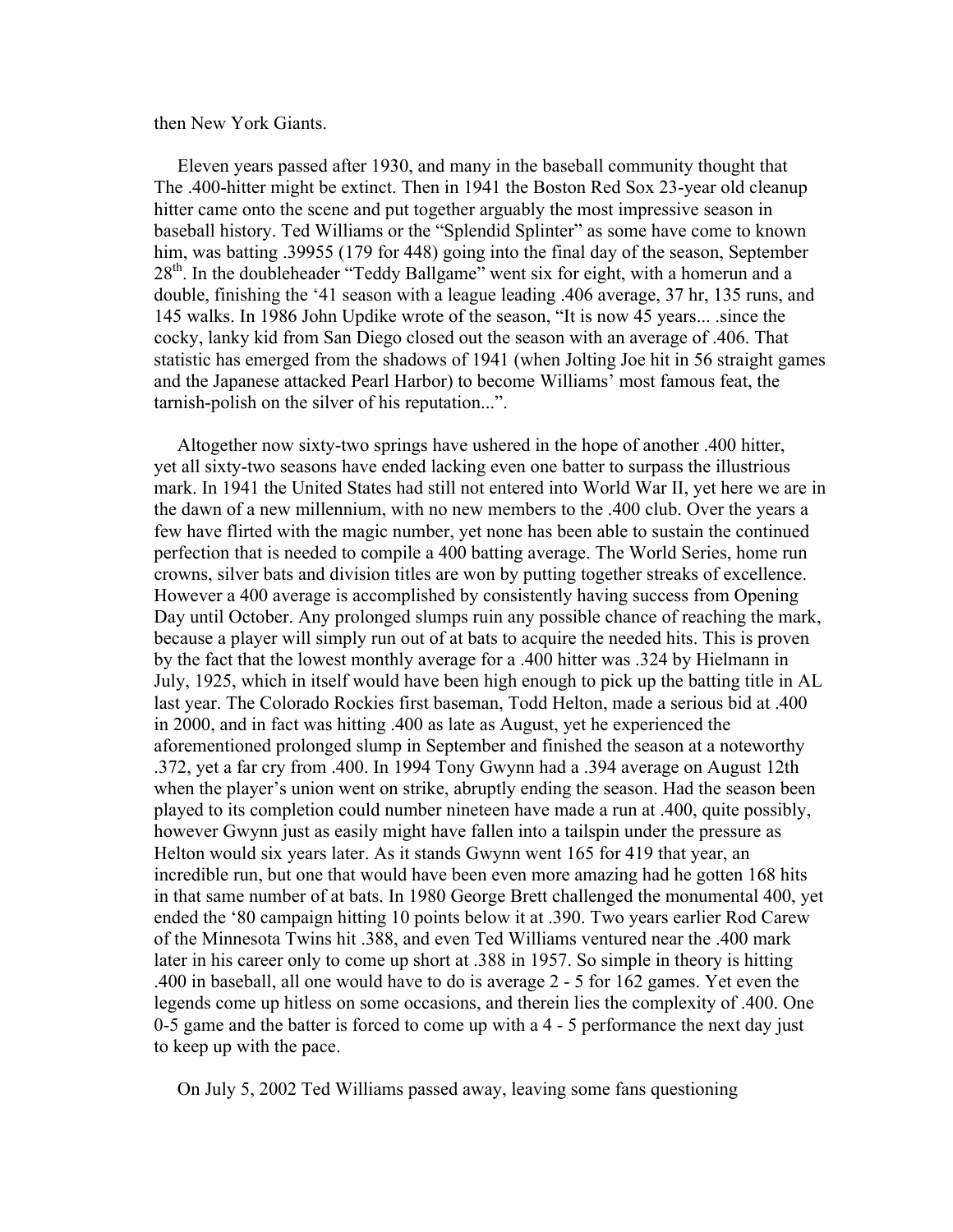then New York Giants.

Eleven years passed after 1930, and many in the baseball community thought that The .400-hitter might be extinct. Then in 1941 the Boston Red Sox 23-year old cleanup hitter came onto the scene and put together arguably the most impressive season in baseball history. Ted Williams or the "Splendid Splinter" as some have come to known him, was batting .39955 (179 for 448) going into the final day of the season, September 28th. In the doubleheader "Teddy Ballgame" went six for eight, with a homerun and a double, finishing the '41 season with a league leading .406 average, 37 hr, 135 runs, and 145 walks. In 1986 John Updike wrote of the season, "It is now 45 years... .since the cocky, lanky kid from San Diego closed out the season with an average of .406. That statistic has emerged from the shadows of 1941 (when Jolting Joe hit in 56 straight games and the Japanese attacked Pearl Harbor) to become Williams' most famous feat, the tarnish-polish on the silver of his reputation...".

Altogether now sixty-two springs have ushered in the hope of another .400 hitter, yet all sixty-two seasons have ended lacking even one batter to surpass the illustrious mark. In 1941 the United States had still not entered into World War II, yet here we are in the dawn of a new millennium, with no new members to the .400 club. Over the years a few have flirted with the magic number, yet none has been able to sustain the continued perfection that is needed to compile a 400 batting average. The World Series, home run crowns, silver bats and division titles are won by putting together streaks of excellence. However a 400 average is accomplished by consistently having success from Opening Day until October. Any prolonged slumps ruin any possible chance of reaching the mark, because a player will simply run out of at bats to acquire the needed hits. This is proven by the fact that the lowest monthly average for a .400 hitter was .324 by Hielmann in July, 1925, which in itself would have been high enough to pick up the batting title in AL last year. The Colorado Rockies first baseman, Todd Helton, made a serious bid at .400 in 2000, and in fact was hitting .400 as late as August, yet he experienced the aforementioned prolonged slump in September and finished the season at a noteworthy .372, yet a far cry from .400. In 1994 Tony Gwynn had a .394 average on August 12th when the player's union went on strike, abruptly ending the season. Had the season been played to its completion could number nineteen have made a run at .400, quite possibly, however Gwynn just as easily might have fallen into a tailspin under the pressure as Helton would six years later. As it stands Gwynn went 165 for 419 that year, an incredible run, but one that would have been even more amazing had he gotten 168 hits in that same number of at bats. In 1980 George Brett challenged the monumental 400, yet ended the '80 campaign hitting 10 points below it at .390. Two years earlier Rod Carew of the Minnesota Twins hit .388, and even Ted Williams ventured near the .400 mark later in his career only to come up short at .388 in 1957. So simple in theory is hitting .400 in baseball, all one would have to do is average 2 - 5 for 162 games. Yet even the legends come up hitless on some occasions, and therein lies the complexity of .400. One 0-5 game and the batter is forced to come up with a 4 - 5 performance the next day just to keep up with the pace.

On July 5, 2002 Ted Williams passed away, leaving some fans questioning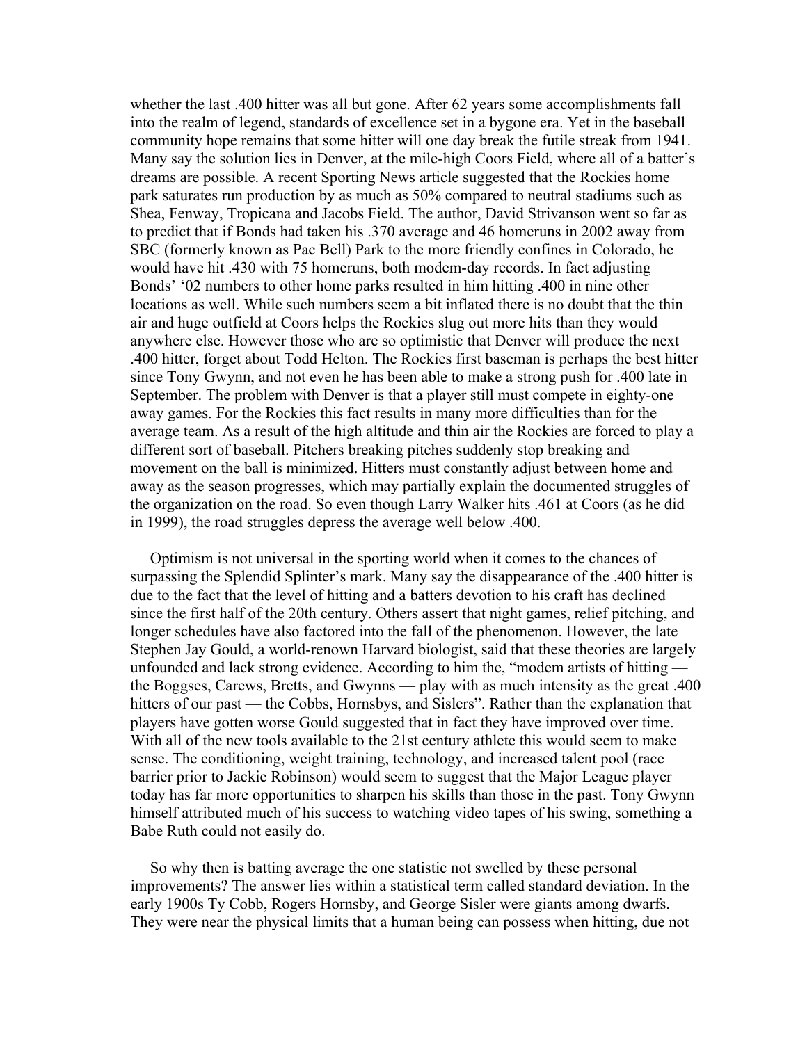whether the last .400 hitter was all but gone. After 62 years some accomplishments fall into the realm of legend, standards of excellence set in a bygone era. Yet in the baseball community hope remains that some hitter will one day break the futile streak from 1941. Many say the solution lies in Denver, at the mile-high Coors Field, where all of a batter's dreams are possible. A recent Sporting News article suggested that the Rockies home park saturates run production by as much as 50% compared to neutral stadiums such as Shea, Fenway, Tropicana and Jacobs Field. The author, David Strivanson went so far as to predict that if Bonds had taken his .370 average and 46 homeruns in 2002 away from SBC (formerly known as Pac Bell) Park to the more friendly confines in Colorado, he would have hit .430 with 75 homeruns, both modem-day records. In fact adjusting Bonds' '02 numbers to other home parks resulted in him hitting .400 in nine other locations as well. While such numbers seem a bit inflated there is no doubt that the thin air and huge outfield at Coors helps the Rockies slug out more hits than they would anywhere else. However those who are so optimistic that Denver will produce the next .400 hitter, forget about Todd Helton. The Rockies first baseman is perhaps the best hitter since Tony Gwynn, and not even he has been able to make a strong push for .400 late in September. The problem with Denver is that a player still must compete in eighty-one away games. For the Rockies this fact results in many more difficulties than for the average team. As a result of the high altitude and thin air the Rockies are forced to play a different sort of baseball. Pitchers breaking pitches suddenly stop breaking and movement on the ball is minimized. Hitters must constantly adjust between home and away as the season progresses, which may partially explain the documented struggles of the organization on the road. So even though Larry Walker hits .461 at Coors (as he did in 1999), the road struggles depress the average well below .400.

Optimism is not universal in the sporting world when it comes to the chances of surpassing the Splendid Splinter's mark. Many say the disappearance of the .400 hitter is due to the fact that the level of hitting and a batters devotion to his craft has declined since the first half of the 20th century. Others assert that night games, relief pitching, and longer schedules have also factored into the fall of the phenomenon. However, the late Stephen Jay Gould, a world-renown Harvard biologist, said that these theories are largely unfounded and lack strong evidence. According to him the, "modem artists of hitting — the Boggses, Carews, Bretts, and Gwynns — play with as much intensity as the great .400 hitters of our past — the Cobbs, Hornsbys, and Sislers". Rather than the explanation that players have gotten worse Gould suggested that in fact they have improved over time. With all of the new tools available to the 21st century athlete this would seem to make sense. The conditioning, weight training, technology, and increased talent pool (race barrier prior to Jackie Robinson) would seem to suggest that the Major League player today has far more opportunities to sharpen his skills than those in the past. Tony Gwynn himself attributed much of his success to watching video tapes of his swing, something a Babe Ruth could not easily do.

So why then is batting average the one statistic not swelled by these personal improvements? The answer lies within a statistical term called standard deviation. In the early 1900s Ty Cobb, Rogers Hornsby, and George Sisler were giants among dwarfs. They were near the physical limits that a human being can possess when hitting, due not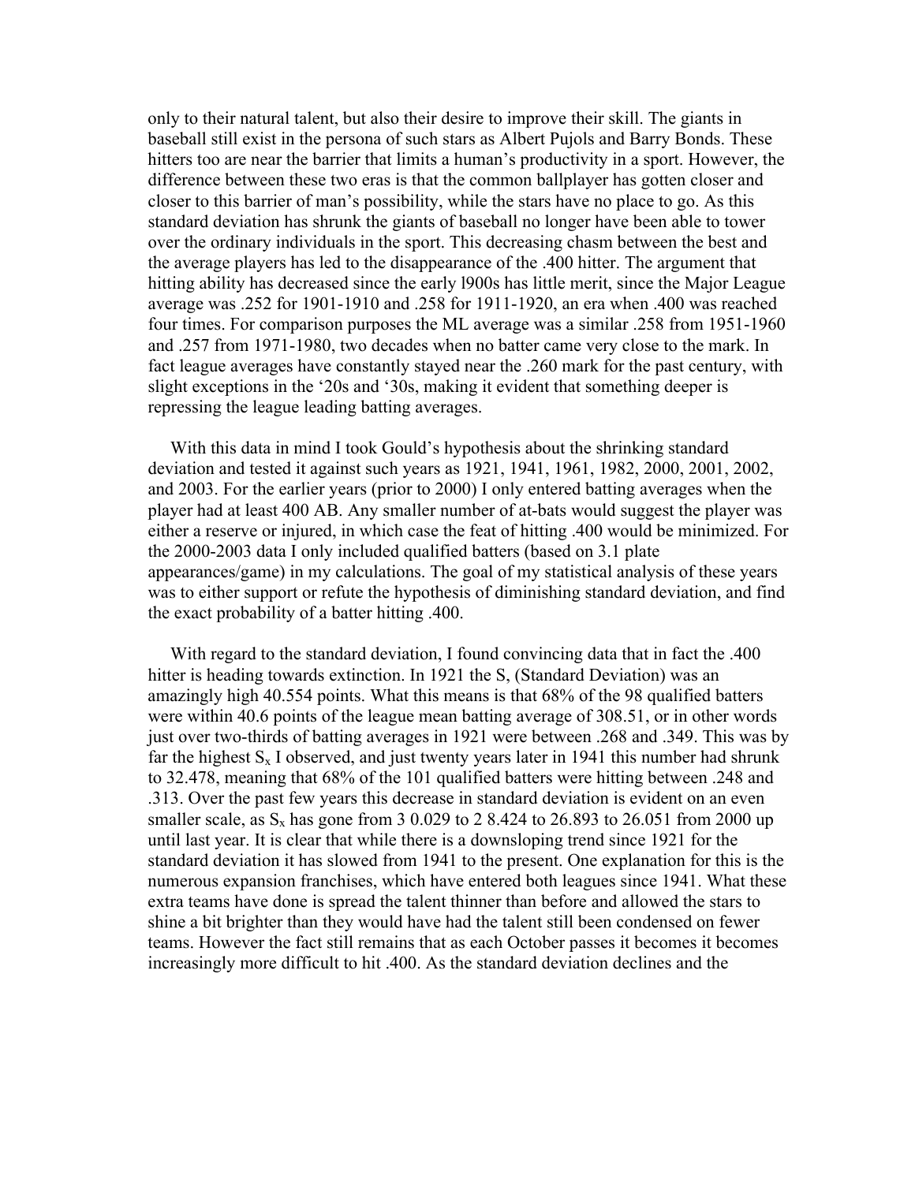only to their natural talent, but also their desire to improve their skill. The giants in baseball still exist in the persona of such stars as Albert Pujols and Barry Bonds. These hitters too are near the barrier that limits a human's productivity in a sport. However, the difference between these two eras is that the common ballplayer has gotten closer and closer to this barrier of man's possibility, while the stars have no place to go. As this standard deviation has shrunk the giants of baseball no longer have been able to tower over the ordinary individuals in the sport. This decreasing chasm between the best and the average players has led to the disappearance of the .400 hitter. The argument that hitting ability has decreased since the early l900s has little merit, since the Major League average was .252 for 1901-1910 and .258 for 1911-1920, an era when .400 was reached four times. For comparison purposes the ML average was a similar .258 from 1951-1960 and .257 from 1971-1980, two decades when no batter came very close to the mark. In fact league averages have constantly stayed near the .260 mark for the past century, with slight exceptions in the '20s and '30s, making it evident that something deeper is repressing the league leading batting averages.

With this data in mind I took Gould's hypothesis about the shrinking standard deviation and tested it against such years as 1921, 1941, 1961, 1982, 2000, 2001, 2002, and 2003. For the earlier years (prior to 2000) I only entered batting averages when the player had at least 400 AB. Any smaller number of at-bats would suggest the player was either a reserve or injured, in which case the feat of hitting .400 would be minimized. For the 2000-2003 data I only included qualified batters (based on 3.1 plate appearances/game) in my calculations. The goal of my statistical analysis of these years was to either support or refute the hypothesis of diminishing standard deviation, and find the exact probability of a batter hitting .400.

With regard to the standard deviation, I found convincing data that in fact the .400 hitter is heading towards extinction. In 1921 the S, (Standard Deviation) was an amazingly high 40.554 points. What this means is that 68% of the 98 qualified batters were within 40.6 points of the league mean batting average of 308.51, or in other words just over two-thirds of batting averages in 1921 were between .268 and .349. This was by far the highest $S_x$ I observed, and just twenty years later in 1941 this number had shrunk to 32.478, meaning that 68% of the 101 qualified batters were hitting between .248 and .313. Over the past few years this decrease in standard deviation is evident on an even smaller scale, as $S_x$ has gone from 3 0.029 to 2 8.424 to 26.893 to 26.051 from 2000 up until last year. It is clear that while there is a downsloping trend since 1921 for the standard deviation it has slowed from 1941 to the present. One explanation for this is the numerous expansion franchises, which have entered both leagues since 1941. What these extra teams have done is spread the talent thinner than before and allowed the stars to shine a bit brighter than they would have had the talent still been condensed on fewer teams. However the fact still remains that as each October passes it becomes it becomes increasingly more difficult to hit .400. As the standard deviation declines and the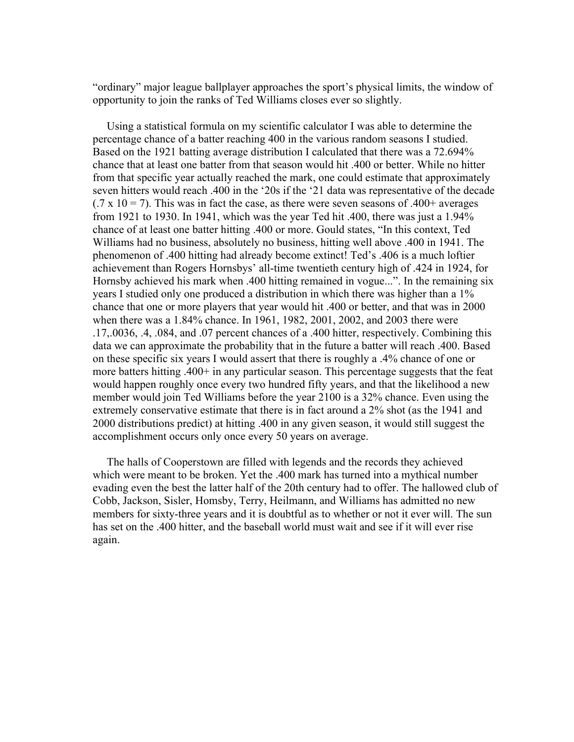"ordinary" major league ballplayer approaches the sport's physical limits, the window of opportunity to join the ranks of Ted Williams closes ever so slightly.

Using a statistical formula on my scientific calculator I was able to determine the percentage chance of a batter reaching 400 in the various random seasons I studied. Based on the 1921 batting average distribution I calculated that there was a 72.694% chance that at least one batter from that season would hit .400 or better. While no hitter from that specific year actually reached the mark, one could estimate that approximately seven hitters would reach .400 in the '20s if the '21 data was representative of the decade (.7 x 10 = 7). This was in fact the case, as there were seven seasons of .400+ averages from 1921 to 1930. In 1941, which was the year Ted hit .400, there was just a 1.94% chance of at least one batter hitting .400 or more. Gould states, "In this context, Ted Williams had no business, absolutely no business, hitting well above .400 in 1941. The phenomenon of .400 hitting had already become extinct! Ted's .406 is a much loftier achievement than Rogers Hornsbys' all-time twentieth century high of .424 in 1924, for Hornsby achieved his mark when .400 hitting remained in vogue...". In the remaining six years I studied only one produced a distribution in which there was higher than a 1% chance that one or more players that year would hit .400 or better, and that was in 2000 when there was a 1.84% chance. In 1961, 1982, 2001, 2002, and 2003 there were .17,.0036, .4, .084, and .07 percent chances of a .400 hitter, respectively. Combining this data we can approximate the probability that in the future a batter will reach .400. Based on these specific six years I would assert that there is roughly a .4% chance of one or more batters hitting .400+ in any particular season. This percentage suggests that the feat would happen roughly once every two hundred fifty years, and that the likelihood a new member would join Ted Williams before the year 2100 is a 32% chance. Even using the extremely conservative estimate that there is in fact around a 2% shot (as the 1941 and 2000 distributions predict) at hitting .400 in any given season, it would still suggest the accomplishment occurs only once every 50 years on average.

The halls of Cooperstown are filled with legends and the records they achieved which were meant to be broken. Yet the .400 mark has turned into a mythical number evading even the best the latter half of the 20th century had to offer. The hallowed club of Cobb, Jackson, Sisler, Homsby, Terry, Heilmann, and Williams has admitted no new members for sixty-three years and it is doubtful as to whether or not it ever will. The sun has set on the .400 hitter, and the baseball world must wait and see if it will ever rise again.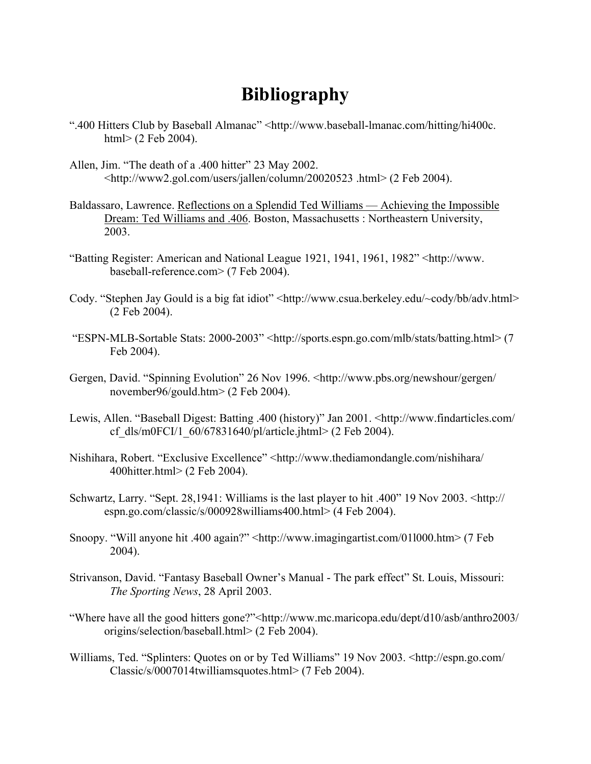# Bibliography

".400 Hitters Club by Baseball Almanac" <http://www.baseball-lmanac.com/hitting/hi400c.html> (2 Feb 2004).

Allen, Jim. "The death of a .400 hitter" 23 May 2002. <http://www2.gol.com/users/jallen/column/20020523 .html> (2 Feb 2004).

Baldassaro, Lawrence. <u>Reflections on a Splendid Ted Williams — Achieving the Impossible Dream: Ted Williams and .406</u>. Boston, Massachusetts : Northeastern University, 2003.

"Batting Register: American and National League 1921, 1941, 1961, 1982" <http://www.baseball-reference.com> (7 Feb 2004).

Cody. "Stephen Jay Gould is a big fat idiot" <http://www.csua.berkeley.edu/~cody/bb/adv.html> (2 Feb 2004).

"ESPN-MLB-Sortable Stats: 2000-2003" <http://sports.espn.go.com/mlb/stats/batting.html> (7 Feb 2004).

Gergen, David. "Spinning Evolution" 26 Nov 1996. <http://www.pbs.org/newshour/gergen/november96/gould.htm> (2 Feb 2004).

Lewis, Allen. "Baseball Digest: Batting .400 (history)" Jan 2001. <http://www.findarticles.com/cf_dls/m0FCI/1_60/67831640/pl/article.jhtml> (2 Feb 2004).

Nishihara, Robert. "Exclusive Excellence" <http://www.thediamondangle.com/nishihara/400hitter.html> (2 Feb 2004).

Schwartz, Larry. "Sept. 28,1941: Williams is the last player to hit .400" 19 Nov 2003. <http://espn.go.com/classic/s/000928williams400.html> (4 Feb 2004).

Snoopy. "Will anyone hit .400 again?" <http://www.imagingartist.com/01l000.htm> (7 Feb 2004).

Strivanson, David. "Fantasy Baseball Owner's Manual - The park effect" St. Louis, Missouri: *The Sporting News*, 28 April 2003.

"Where have all the good hitters gone?"<http://www.mc.maricopa.edu/dept/d10/asb/anthro2003/origins/selection/baseball.html> (2 Feb 2004).

Williams, Ted. "Splinters: Quotes on or by Ted Williams" 19 Nov 2003. <http://espn.go.com/Classic/s/0007014twilliamsquotes.html> (7 Feb 2004).